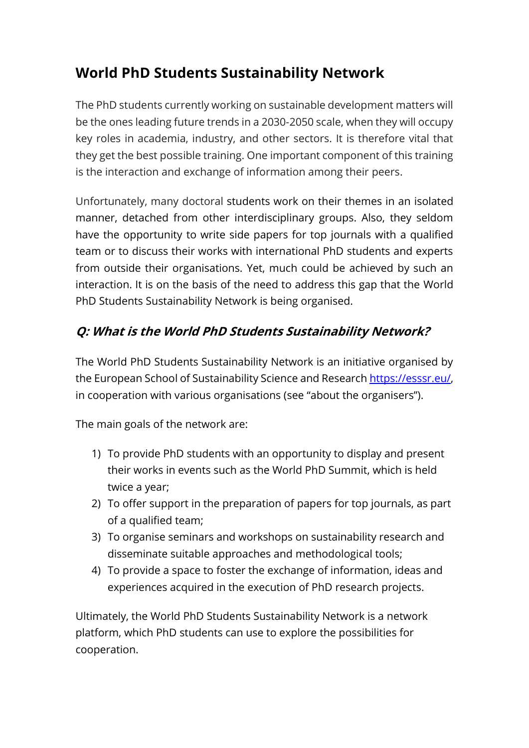# World PhD Students Sustainability Network

The PhD students currently working on sustainable development matters will be the ones leading future trends in a 2030-2050 scale, when they will occupy key roles in academia, industry, and other sectors. It is therefore vital that they get the best possible training. One important component of this training is the interaction and exchange of information among their peers.

Unfortunately, many doctoral students work on their themes in an isolated manner, detached from other interdisciplinary groups. Also, they seldom have the opportunity to write side papers for top journals with a qualified team or to discuss their works with international PhD students and experts from outside their organisations. Yet, much could be achieved by such an interaction. It is on the basis of the need to address this gap that the World PhD Students Sustainability Network is being organised.

## *Q: What is the World PhD Students Sustainability Network?*

The World PhD Students Sustainability Network is an initiative organised by the European School of Sustainability Science and Research https://esssr.eu/, in cooperation with various organisations (see "about the organisers").

The main goals of the network are:

1) To provide PhD students with an opportunity to display and present their works in events such as the World PhD Summit, which is held twice a year;
2) To offer support in the preparation of papers for top journals, as part of a qualified team;
3) To organise seminars and workshops on sustainability research and disseminate suitable approaches and methodological tools;
4) To provide a space to foster the exchange of information, ideas and experiences acquired in the execution of PhD research projects.

Ultimately, the World PhD Students Sustainability Network is a network platform, which PhD students can use to explore the possibilities for cooperation.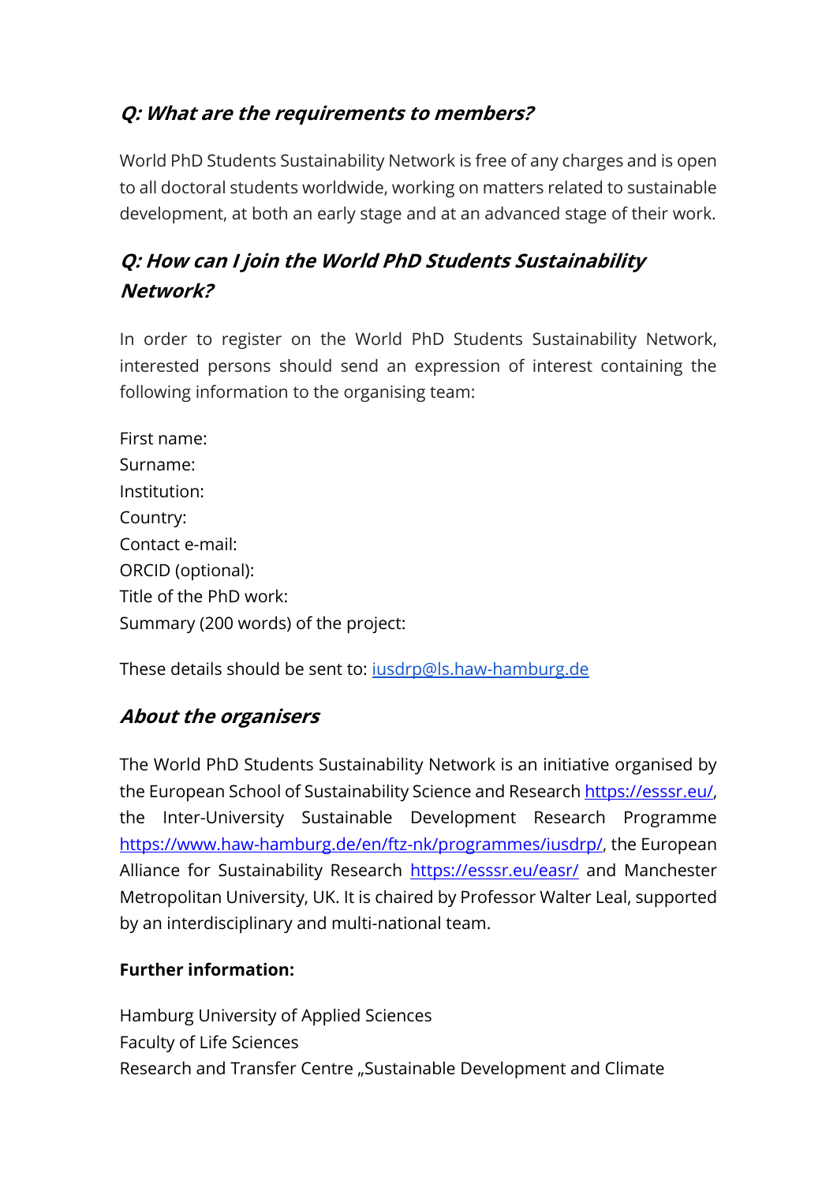### *Q: What are the requirements to members?*

World PhD Students Sustainability Network is free of any charges and is open to all doctoral students worldwide, working on matters related to sustainable development, at both an early stage and at an advanced stage of their work.

### *Q: How can I join the World PhD Students Sustainability Network?*

In order to register on the World PhD Students Sustainability Network, interested persons should send an expression of interest containing the following information to the organising team:

First name:
Surname:
Institution:
Country:
Contact e-mail:
ORCID (optional):
Title of the PhD work:
Summary (200 words) of the project:

These details should be sent to: [iusdrp@ls.haw-hamburg.de](mailto:iusdrp@ls.haw-hamburg.de)

### *About the organisers*

The World PhD Students Sustainability Network is an initiative organised by the European School of Sustainability Science and Research [https://esssr.eu/](https://esssr.eu/), the Inter-University Sustainable Development Research Programme [https://www.haw-hamburg.de/en/ftz-nk/programmes/iusdrp/](https://www.haw-hamburg.de/en/ftz-nk/programmes/iusdrp/), the European Alliance for Sustainability Research [https://esssr.eu/easr/](https://esssr.eu/easr/) and Manchester Metropolitan University, UK. It is chaired by Professor Walter Leal, supported by an interdisciplinary and multi-national team.

**Further information:**

Hamburg University of Applied Sciences
Faculty of Life Sciences
Research and Transfer Centre „Sustainable Development and Climate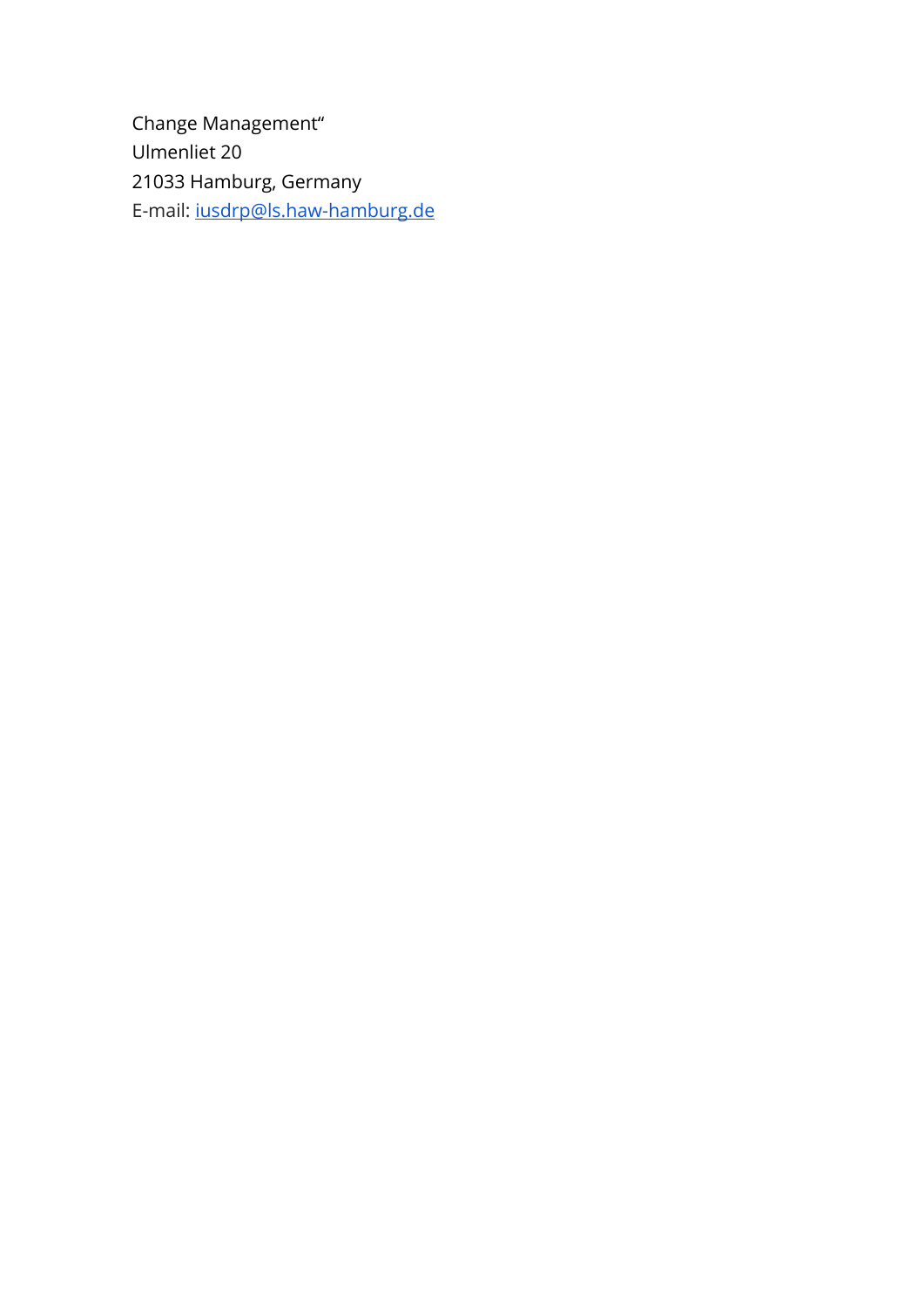Change Management“
Ulmenliet 20
21033 Hamburg, Germany
E-mail: iusdrp@ls.haw-hamburg.de